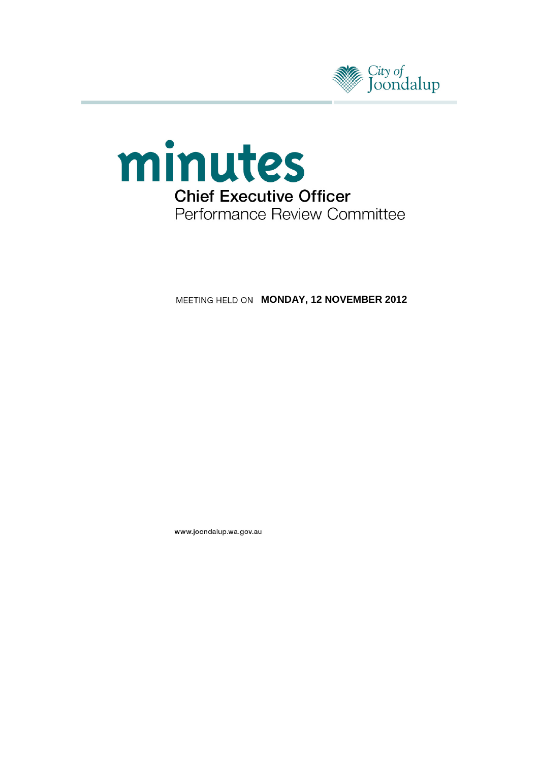City of Joondalup

# minutes

## Chief Executive Officer

Performance Review Committee

MEETING HELD ON **MONDAY, 12 NOVEMBER 2012**

www.joondalup.wa.gov.au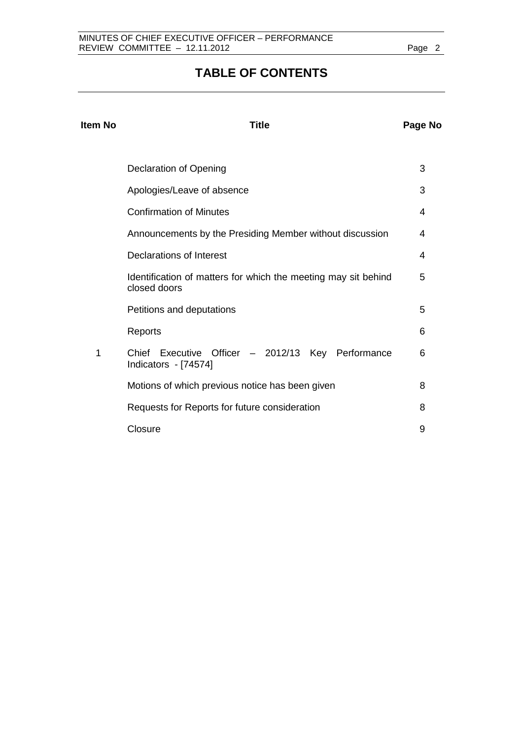# TABLE OF CONTENTS

| Item No | Title | Page No |
|---|---|---|
| | Declaration of Opening | 3 |
| | Apologies/Leave of absence | 3 |
| | Confirmation of Minutes | 4 |
| | Announcements by the Presiding Member without discussion | 4 |
| | Declarations of Interest | 4 |
| | Identification of matters for which the meeting may sit behind closed doors | 5 |
| | Petitions and deputations | 5 |
| | Reports | 6 |
| 1 | Chief Executive Officer – 2012/13 Key Performance Indicators - [74574] | 6 |
| | Motions of which previous notice has been given | 8 |
| | Requests for Reports for future consideration | 8 |
| | Closure | 9 |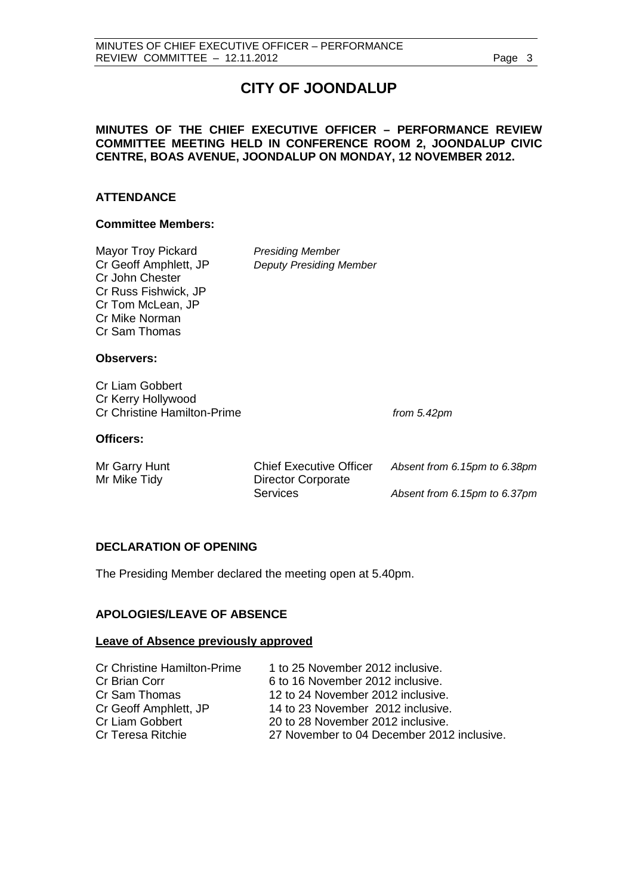# CITY OF JOONDALUP

**MINUTES OF THE CHIEF EXECUTIVE OFFICER – PERFORMANCE REVIEW COMMITTEE MEETING HELD IN CONFERENCE ROOM 2, JOONDALUP CIVIC CENTRE, BOAS AVENUE, JOONDALUP ON MONDAY, 12 NOVEMBER 2012.**

## ATTENDANCE

### Committee Members:

| | |
|---|---|
| Mayor Troy Pickard | *Presiding Member* |
| Cr Geoff Amphlett, JP | *Deputy Presiding Member* |
| Cr John Chester | |
| Cr Russ Fishwick, JP | |
| Cr Tom McLean, JP | |
| Cr Mike Norman | |
| Cr Sam Thomas | |

### Observers:

| | |
|---|---|
| Cr Liam Gobbert | |
| Cr Kerry Hollywood | |
| Cr Christine Hamilton-Prime | *from 5.42pm* |

### Officers:

| | | |
|---|---|---|
| Mr Garry Hunt | Chief Executive Officer | *Absent from 6.15pm to 6.38pm* |
| Mr Mike Tidy | Director Corporate Services | *Absent from 6.15pm to 6.37pm* |

## DECLARATION OF OPENING

The Presiding Member declared the meeting open at 5.40pm.

## APOLOGIES/LEAVE OF ABSENCE

**Leave of Absence previously approved**

| | |
|---|---|
| Cr Christine Hamilton-Prime | 1 to 25 November 2012 inclusive. |
| Cr Brian Corr | 6 to 16 November 2012 inclusive. |
| Cr Sam Thomas | 12 to 24 November 2012 inclusive. |
| Cr Geoff Amphlett, JP | 14 to 23 November 2012 inclusive. |
| Cr Liam Gobbert | 20 to 28 November 2012 inclusive. |
| Cr Teresa Ritchie | 27 November to 04 December 2012 inclusive. |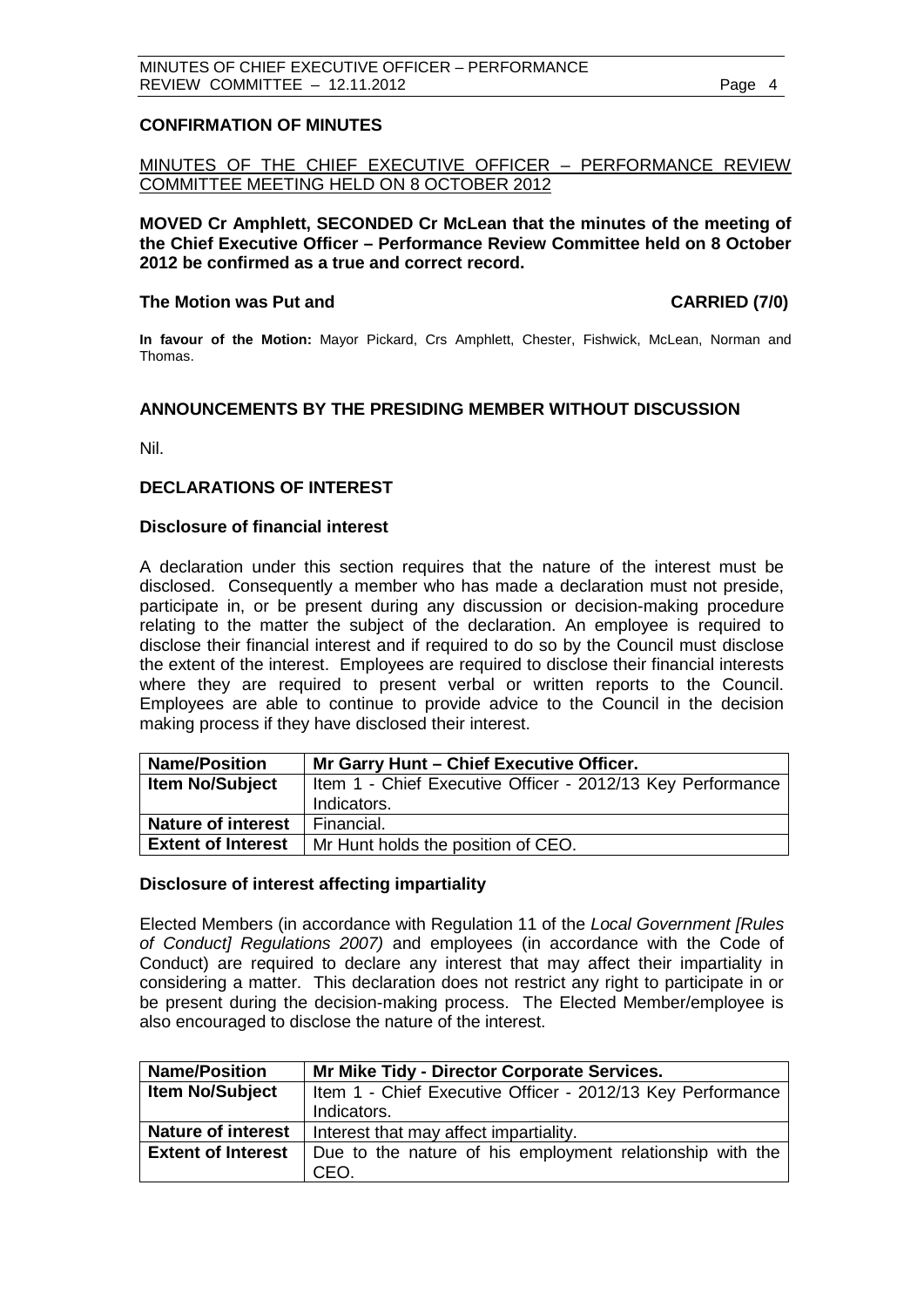## CONFIRMATION OF MINUTES

MINUTES OF THE CHIEF EXECUTIVE OFFICER – PERFORMANCE REVIEW COMMITTEE MEETING HELD ON 8 OCTOBER 2012

**MOVED Cr Amphlett, SECONDED Cr McLean that the minutes of the meeting of the Chief Executive Officer – Performance Review Committee held on 8 October 2012 be confirmed as a true and correct record.**

**The Motion was Put and CARRIED (7/0)**

**In favour of the Motion:** Mayor Pickard, Crs Amphlett, Chester, Fishwick, McLean, Norman and Thomas.

## ANNOUNCEMENTS BY THE PRESIDING MEMBER WITHOUT DISCUSSION

Nil.

## DECLARATIONS OF INTEREST

### Disclosure of financial interest

A declaration under this section requires that the nature of the interest must be disclosed. Consequently a member who has made a declaration must not preside, participate in, or be present during any discussion or decision-making procedure relating to the matter the subject of the declaration. An employee is required to disclose their financial interest and if required to do so by the Council must disclose the extent of the interest. Employees are required to disclose their financial interests where they are required to present verbal or written reports to the Council. Employees are able to continue to provide advice to the Council in the decision making process if they have disclosed their interest.

| **Name/Position** | **Mr Garry Hunt – Chief Executive Officer.** |
|---|---|
| **Item No/Subject** | Item 1 - Chief Executive Officer - 2012/13 Key Performance Indicators. |
| **Nature of interest** | Financial. |
| **Extent of Interest** | Mr Hunt holds the position of CEO. |

### Disclosure of interest affecting impartiality

Elected Members (in accordance with Regulation 11 of the *Local Government [Rules of Conduct] Regulations 2007)* and employees (in accordance with the Code of Conduct) are required to declare any interest that may affect their impartiality in considering a matter. This declaration does not restrict any right to participate in or be present during the decision-making process. The Elected Member/employee is also encouraged to disclose the nature of the interest.

| **Name/Position** | **Mr Mike Tidy - Director Corporate Services.** |
|---|---|
| **Item No/Subject** | Item 1 - Chief Executive Officer - 2012/13 Key Performance Indicators. |
| **Nature of interest** | Interest that may affect impartiality. |
| **Extent of Interest** | Due to the nature of his employment relationship with the CEO. |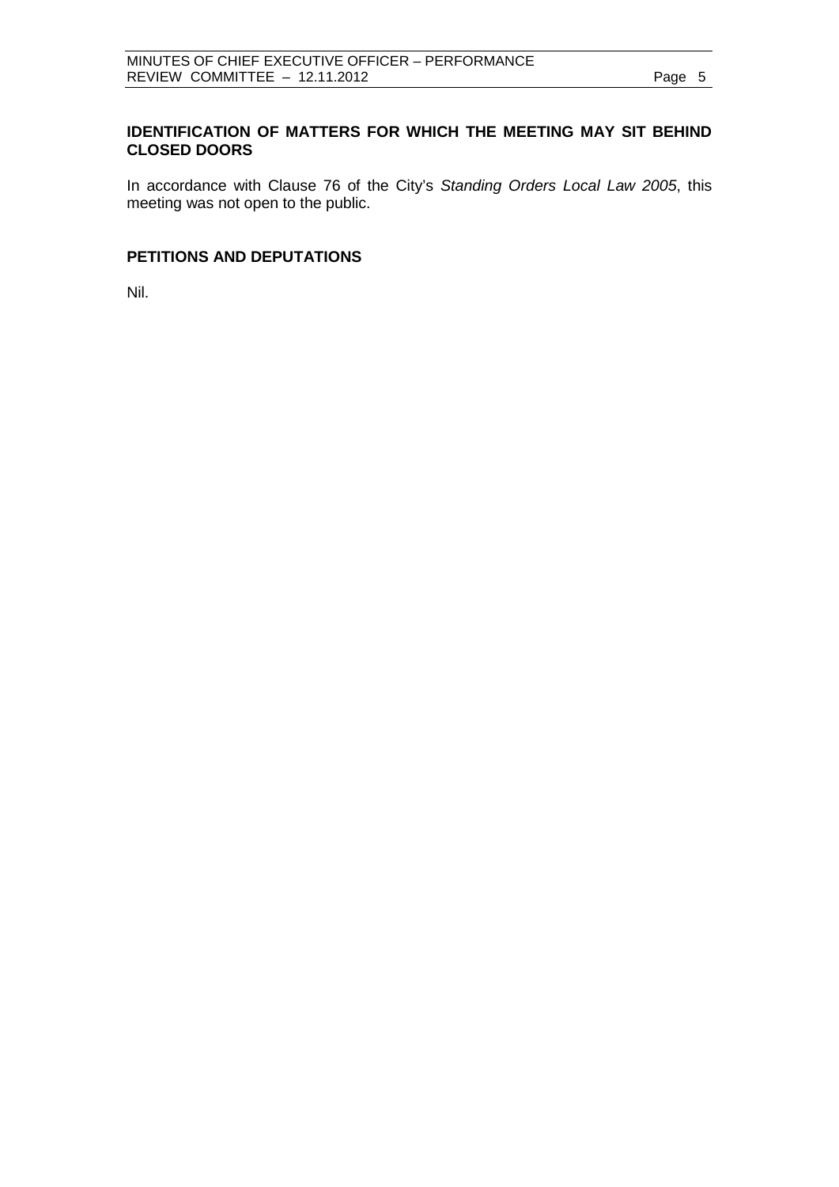## IDENTIFICATION OF MATTERS FOR WHICH THE MEETING MAY SIT BEHIND CLOSED DOORS

In accordance with Clause 76 of the City's *Standing Orders Local Law 2005*, this meeting was not open to the public.

## PETITIONS AND DEPUTATIONS

Nil.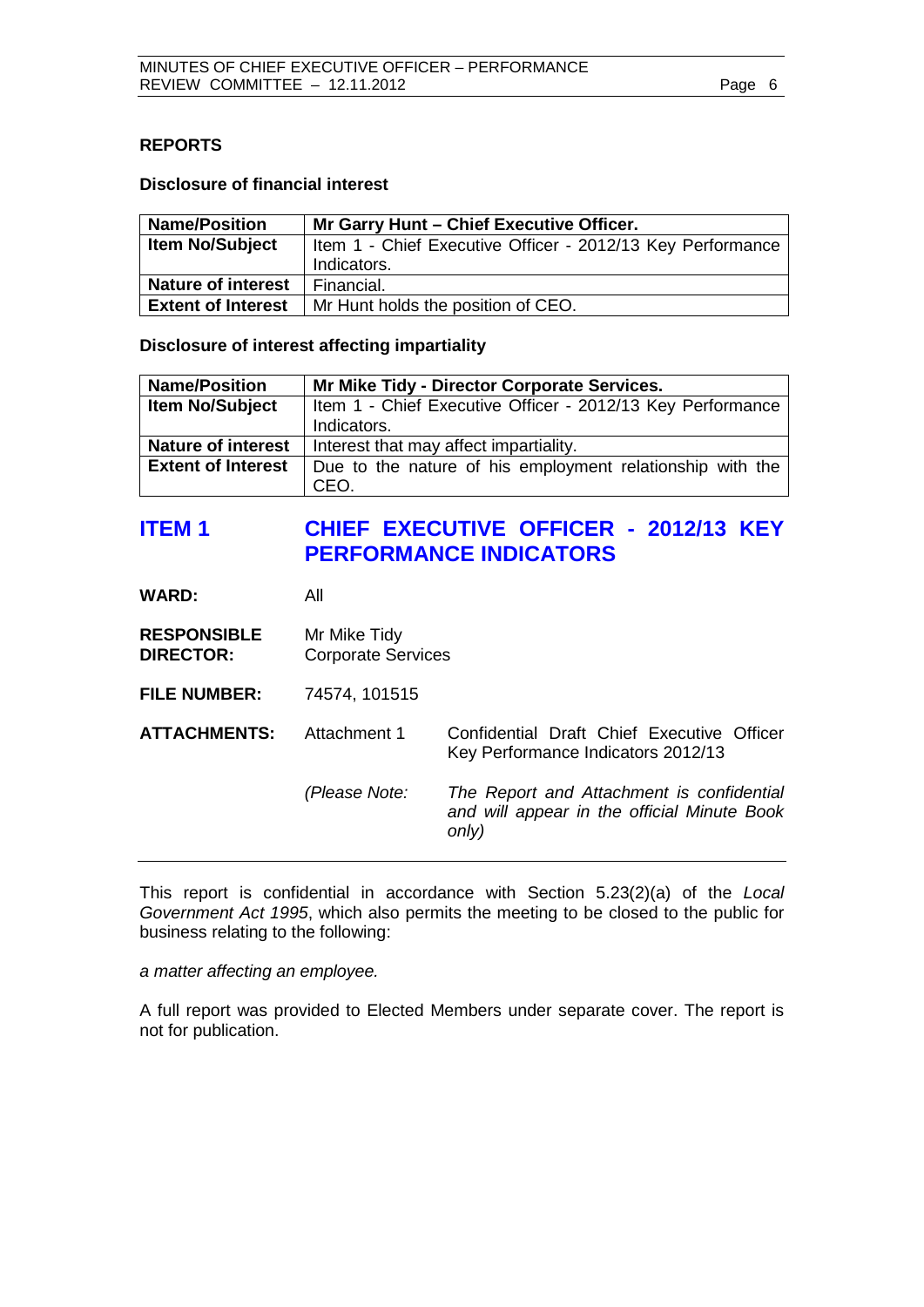## REPORTS

### Disclosure of financial interest

| Name/Position | Mr Garry Hunt – Chief Executive Officer. |
|---|---|
| Item No/Subject | Item 1 - Chief Executive Officer - 2012/13 Key Performance Indicators. |
| Nature of interest | Financial. |
| Extent of Interest | Mr Hunt holds the position of CEO. |

### Disclosure of interest affecting impartiality

| Name/Position | Mr Mike Tidy - Director Corporate Services. |
|---|---|
| Item No/Subject | Item 1 - Chief Executive Officer - 2012/13 Key Performance Indicators. |
| Nature of interest | Interest that may affect impartiality. |
| Extent of Interest | Due to the nature of his employment relationship with the CEO. |

## ITEM 1 CHIEF EXECUTIVE OFFICER - 2012/13 KEY PERFORMANCE INDICATORS

**WARD:** All

**RESPONSIBLE DIRECTOR:** Mr Mike Tidy, Corporate Services

**FILE NUMBER:** 74574, 101515

**ATTACHMENTS:** Attachment 1 Confidential Draft Chief Executive Officer Key Performance Indicators 2012/13

*(Please Note: The Report and Attachment is confidential and will appear in the official Minute Book only)*

---

This report is confidential in accordance with Section 5.23(2)(a) of the *Local Government Act 1995*, which also permits the meeting to be closed to the public for business relating to the following:

*a matter affecting an employee.*

A full report was provided to Elected Members under separate cover. The report is not for publication.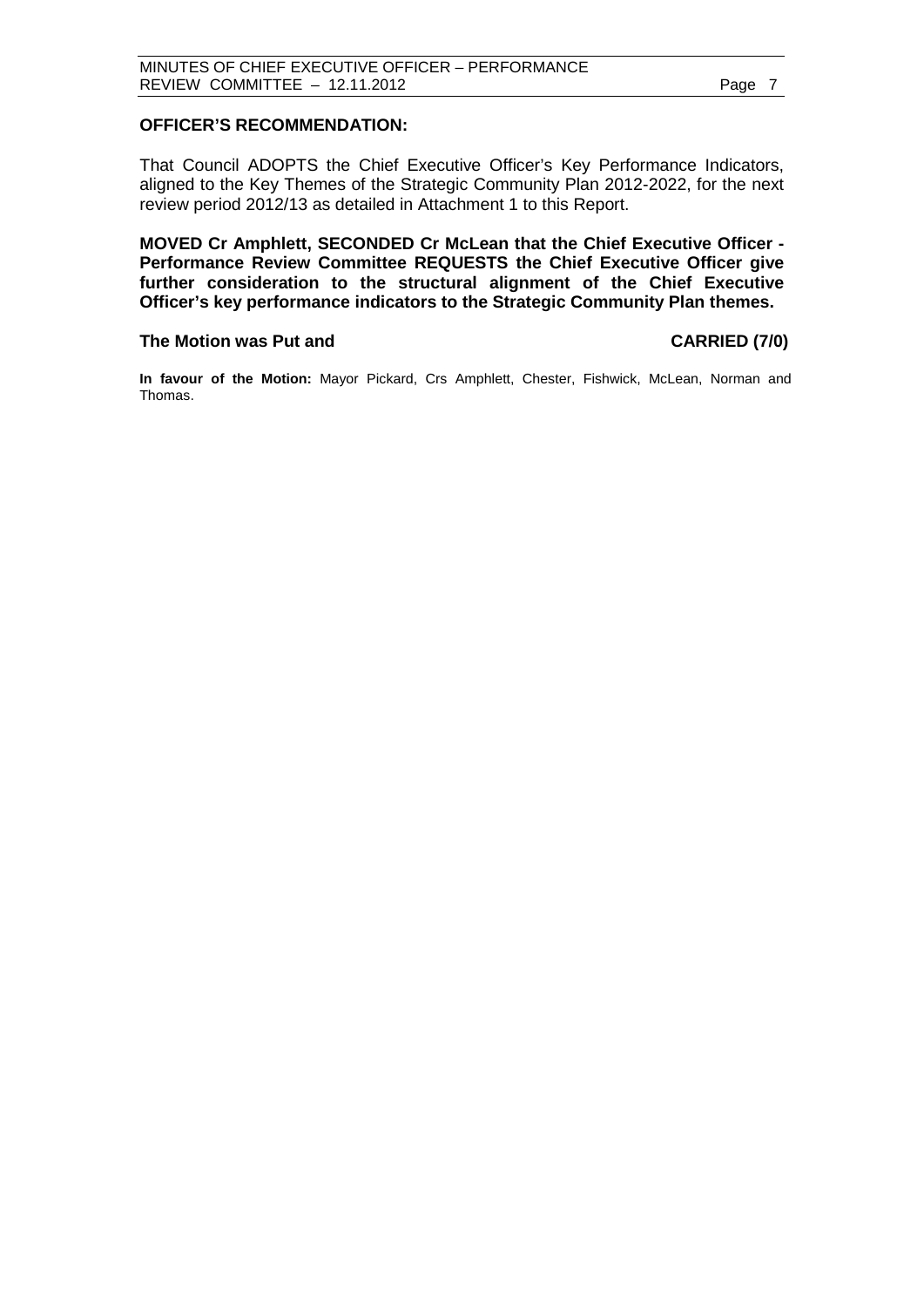**OFFICER'S RECOMMENDATION:**

That Council ADOPTS the Chief Executive Officer's Key Performance Indicators, aligned to the Key Themes of the Strategic Community Plan 2012-2022, for the next review period 2012/13 as detailed in Attachment 1 to this Report.

**MOVED Cr Amphlett, SECONDED Cr McLean that the Chief Executive Officer - Performance Review Committee REQUESTS the Chief Executive Officer give further consideration to the structural alignment of the Chief Executive Officer's key performance indicators to the Strategic Community Plan themes.**

**The Motion was Put and CARRIED (7/0)**

**In favour of the Motion:** Mayor Pickard, Crs Amphlett, Chester, Fishwick, McLean, Norman and Thomas.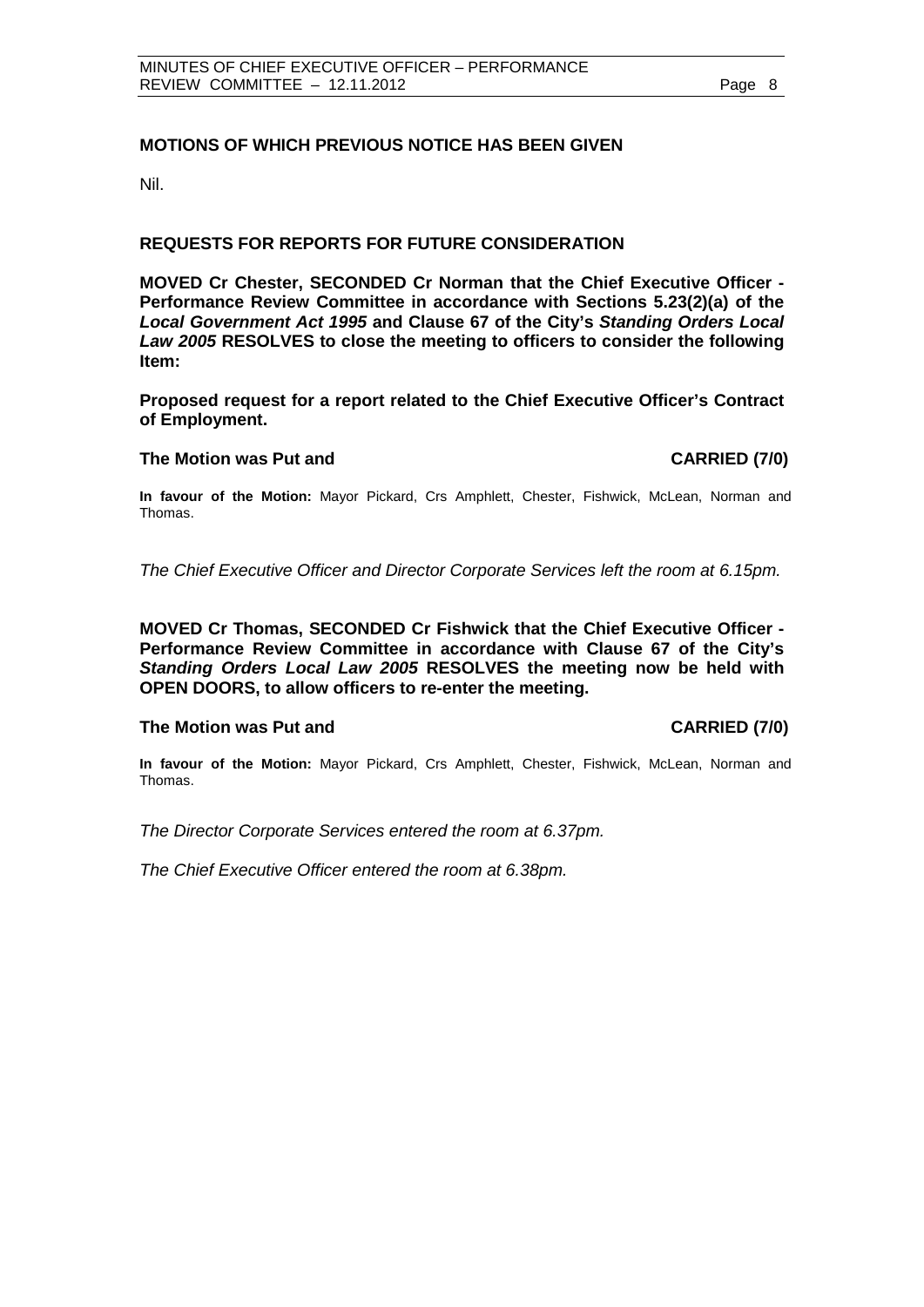## MOTIONS OF WHICH PREVIOUS NOTICE HAS BEEN GIVEN

Nil.

## REQUESTS FOR REPORTS FOR FUTURE CONSIDERATION

**MOVED Cr Chester, SECONDED Cr Norman that the Chief Executive Officer - Performance Review Committee in accordance with Sections 5.23(2)(a) of the *Local Government Act 1995* and Clause 67 of the City's *Standing Orders Local Law 2005* RESOLVES to close the meeting to officers to consider the following Item:**

**Proposed request for a report related to the Chief Executive Officer's Contract of Employment.**

**The Motion was Put and CARRIED (7/0)**

**In favour of the Motion:** Mayor Pickard, Crs Amphlett, Chester, Fishwick, McLean, Norman and Thomas.

*The Chief Executive Officer and Director Corporate Services left the room at 6.15pm.*

**MOVED Cr Thomas, SECONDED Cr Fishwick that the Chief Executive Officer - Performance Review Committee in accordance with Clause 67 of the City's *Standing Orders Local Law 2005* RESOLVES the meeting now be held with OPEN DOORS, to allow officers to re-enter the meeting.**

**The Motion was Put and CARRIED (7/0)**

**In favour of the Motion:** Mayor Pickard, Crs Amphlett, Chester, Fishwick, McLean, Norman and Thomas.

*The Director Corporate Services entered the room at 6.37pm.*

*The Chief Executive Officer entered the room at 6.38pm.*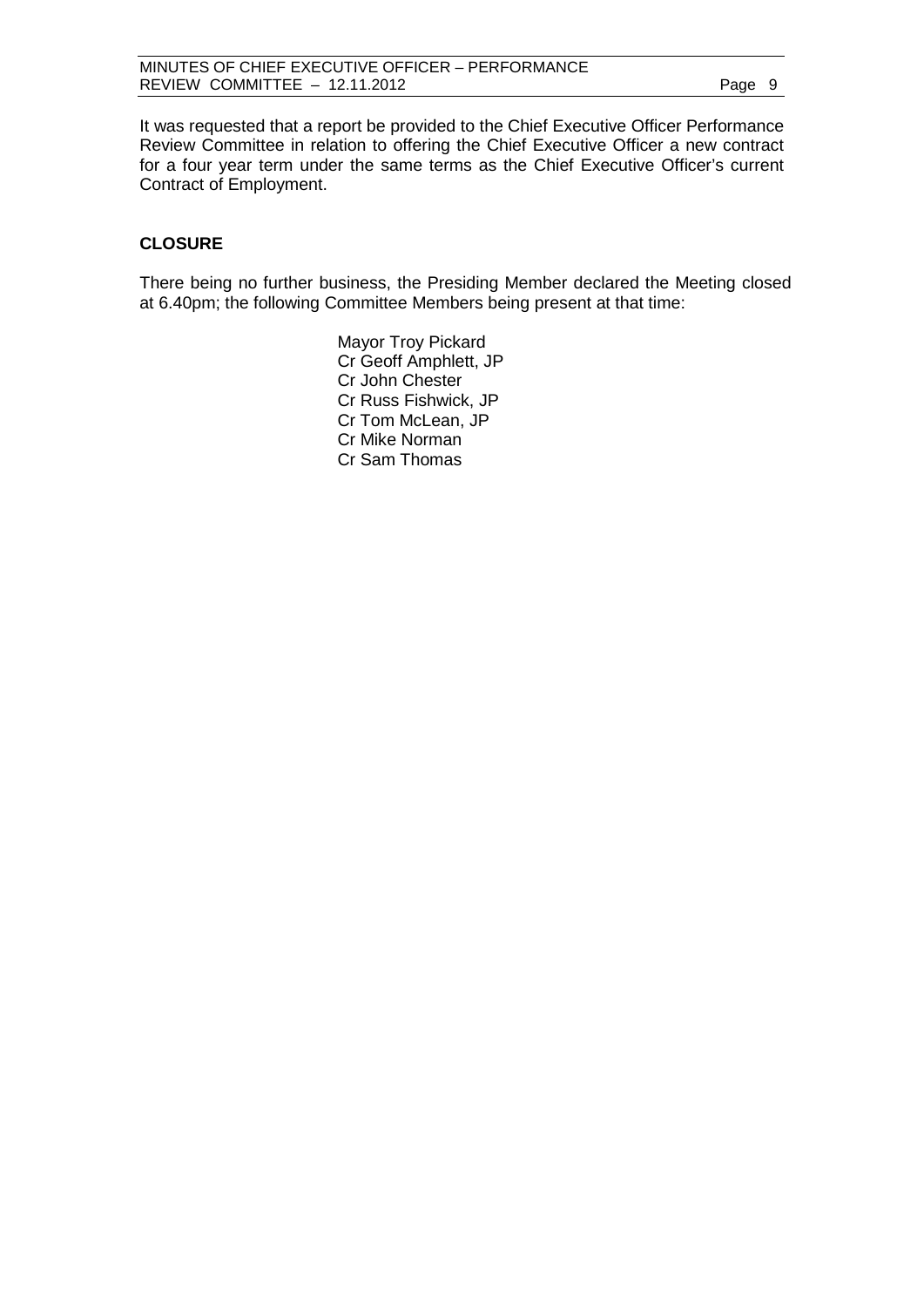It was requested that a report be provided to the Chief Executive Officer Performance Review Committee in relation to offering the Chief Executive Officer a new contract for a four year term under the same terms as the Chief Executive Officer's current Contract of Employment.

## CLOSURE

There being no further business, the Presiding Member declared the Meeting closed at 6.40pm; the following Committee Members being present at that time:

Mayor Troy Pickard  
Cr Geoff Amphlett, JP  
Cr John Chester  
Cr Russ Fishwick, JP  
Cr Tom McLean, JP  
Cr Mike Norman  
Cr Sam Thomas